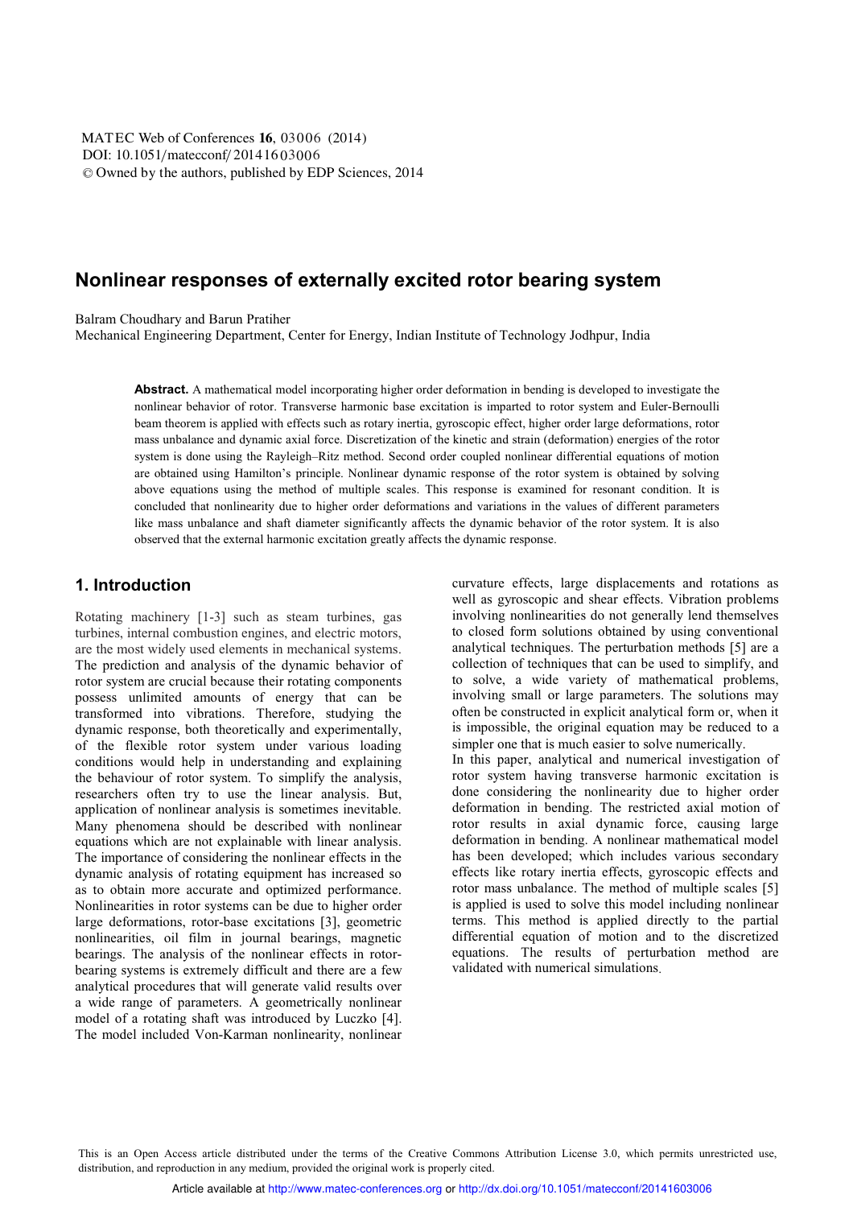# Nonlinear responses of externally excited rotor bearing system

Balram Choudhary and Barun Pratiher

Mechanical Engineering Department, Center for Energy, Indian Institute of Technology Jodhpur, India

**Abstract.** A mathematical model incorporating higher order deformation in bending is developed to investigate the nonlinear behavior of rotor. Transverse harmonic base excitation is imparted to rotor system and Euler-Bernoulli beam theorem is applied with effects such as rotary inertia, gyroscopic effect, higher order large deformations, rotor mass unbalance and dynamic axial force. Discretization of the kinetic and strain (deformation) energies of the rotor system is done using the Rayleigh–Ritz method. Second order coupled nonlinear differential equations of motion are obtained using Hamilton's principle. Nonlinear dynamic response of the rotor system is obtained by solving above equations using the method of multiple scales. This response is examined for resonant condition. It is concluded that nonlinearity due to higher order deformations and variations in the values of different parameters like mass unbalance and shaft diameter significantly affects the dynamic behavior of the rotor system. It is also observed that the external harmonic excitation greatly affects the dynamic response.

## 1. Introduction

Rotating machinery [1-3] such as steam turbines, gas turbines, internal combustion engines, and electric motors, are the most widely used elements in mechanical systems. The prediction and analysis of the dynamic behavior of rotor system are crucial because their rotating components possess unlimited amounts of energy that can be transformed into vibrations. Therefore, studying the dynamic response, both theoretically and experimentally, of the flexible rotor system under various loading conditions would help in understanding and explaining the behaviour of rotor system. To simplify the analysis, researchers often try to use the linear analysis. But, application of nonlinear analysis is sometimes inevitable. Many phenomena should be described with nonlinear equations which are not explainable with linear analysis. The importance of considering the nonlinear effects in the dynamic analysis of rotating equipment has increased so as to obtain more accurate and optimized performance. Nonlinearities in rotor systems can be due to higher order large deformations, rotor-base excitations [3], geometric nonlinearities, oil film in journal bearings, magnetic bearings. The analysis of the nonlinear effects in rotor-bearing systems is extremely difficult and there are a few analytical procedures that will generate valid results over a wide range of parameters. A geometrically nonlinear model of a rotating shaft was introduced by Luczko [4]. The model included Von-Karman nonlinearity, nonlinear curvature effects, large displacements and rotations as well as gyroscopic and shear effects. Vibration problems involving nonlinearities do not generally lend themselves to closed form solutions obtained by using conventional analytical techniques. The perturbation methods [5] are a collection of techniques that can be used to simplify, and to solve, a wide variety of mathematical problems, involving small or large parameters. The solutions may often be constructed in explicit analytical form or, when it is impossible, the original equation may be reduced to a simpler one that is much easier to solve numerically.

In this paper, analytical and numerical investigation of rotor system having transverse harmonic excitation is done considering the nonlinearity due to higher order deformation in bending. The restricted axial motion of rotor results in axial dynamic force, causing large deformation in bending. A nonlinear mathematical model has been developed; which includes various secondary effects like rotary inertia effects, gyroscopic effects and rotor mass unbalance. The method of multiple scales [5] is applied is used to solve this model including nonlinear terms. This method is applied directly to the partial differential equation of motion and to the discretized equations. The results of perturbation method are validated with numerical simulations.

This is an Open Access article distributed under the terms of the Creative Commons Attribution License 3.0, which permits unrestricted use, distribution, and reproduction in any medium, provided the original work is properly cited.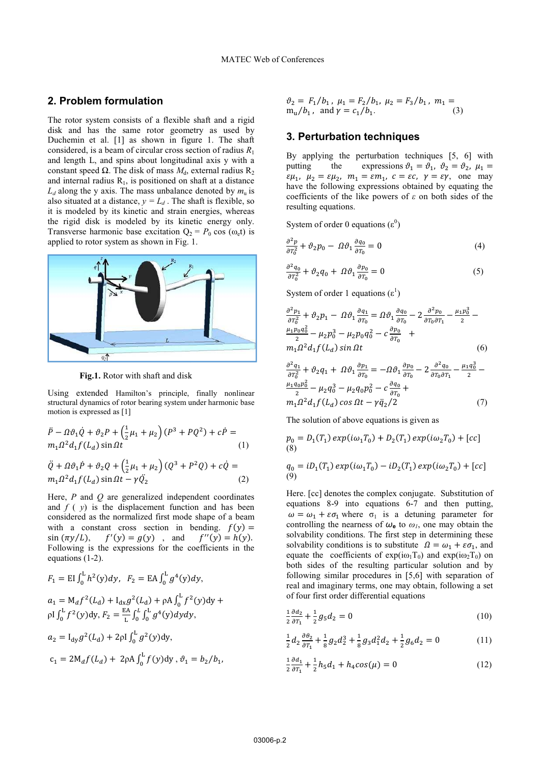## 2. Problem formulation

The rotor system consists of a flexible shaft and a rigid disk and has the same rotor geometry as used by Duchemin et al. [1] as shown in figure 1. The shaft considered, is a beam of circular cross section of radius $R_1$ and length L, and spins about longitudinal axis y with a constant speed $\Omega$. The disk of mass $M_d$, external radius $R_2$ and internal radius $R_1$, is positioned on shaft at a distance $L_d$ along the y axis. The mass unbalance denoted by $m_u$ is also situated at a distance, $y = L_d$. The shaft is flexible, so it is modeled by its kinetic and strain energies, whereas the rigid disk is modeled by its kinetic energy only. Transverse harmonic base excitation $Q_2 = P_0 \cos(\omega_e t)$ is applied to rotor system as shown in Fig. 1.

**Fig.1.** Rotor with shaft and disk

Using extended Hamilton's principle, finally nonlinear structural dynamics of rotor bearing system under harmonic base motion is expressed as [1]

$$\ddot{P} - \Omega\vartheta_1\dot{Q} + \vartheta_2 P + \left(\frac{1}{2}\mu_1 + \mu_2\right)(P^3 + PQ^2) + c\dot{P} = m_1\Omega^2 d_1 f(L_d)\sin\Omega t \quad (1)$$

$$\ddot{Q} + \Omega\vartheta_1\dot{P} + \vartheta_2 Q + \left(\frac{1}{2}\mu_1 + \mu_2\right)(Q^3 + P^2 Q) + c\dot{Q} = m_1\Omega^2 d_1 f(L_d)\sin\Omega t - \gamma\ddot{Q}_2 \quad (2)$$

Here, $P$ and $Q$ are generalized independent coordinates and $f(y)$ is the displacement function and has been considered as the normalized first mode shape of a beam with a constant cross section in bending. $f(y) = \sin(\pi y/L)$, $f'(y) = g(y)$, and $f''(y) = h(y)$. Following is the expressions for the coefficients in the equations (1-2).

$$F_1 = \mathrm{EI}\int_0^L h^2(y)dy,\quad F_2 = \mathrm{EA}\int_0^L g^4(y)dy,$$

$$a_1 = \mathrm{M}_d f^2(\mathrm{L_d}) + \mathrm{I_{dx}} g^2(\mathrm{L_d}) + \rho\mathrm{A}\int_0^L f^2(y)dy + \rho\mathrm{I}\int_0^L f^2(y)dy,\ F_2 = \frac{\mathrm{EA}}{\mathrm{L}}\int_0^L\int_0^L g^4(y)dydy,$$

$$a_2 = \mathrm{I_{dy}} g^2(\mathrm{L_d}) + 2\rho\mathrm{I}\int_0^L g^2(y)dy,$$

$$c_1 = 2\mathrm{M}_d f(L_d) + 2\rho\mathrm{A}\int_0^L f(y)dy,\ \vartheta_1 = b_2/b_1,$$

$$\vartheta_2 = F_1/b_1,\ \mu_1 = F_2/b_1,\ \mu_2 = F_3/b_1,\ m_1 = \mathrm{m_u}/b_1,\ \text{and}\ \gamma = c_1/b_1. \quad (3)$$

## 3. Perturbation techniques

By applying the perturbation techniques [5, 6] with putting the expressions $\vartheta_1 = \vartheta_1$, $\vartheta_2 = \vartheta_2$, $\mu_1 = \varepsilon\mu_1$, $\mu_2 = \varepsilon\mu_2$, $m_1 = \varepsilon m_1$, $c = \varepsilon c$, $\gamma = \varepsilon\gamma$, one may have the following expressions obtained by equating the coefficients of the like powers of $\varepsilon$ on both sides of the resulting equations.

System of order 0 equations ($\varepsilon^0$)

$$\frac{\partial^2 p}{\partial T_0^2} + \vartheta_2 p_0 - \Omega\vartheta_1\frac{\partial q_0}{\partial T_0} = 0 \quad (4)$$

$$\frac{\partial^2 q_0}{\partial T_0^2} + \vartheta_2 q_0 + \Omega\vartheta_1\frac{\partial p_0}{\partial T_0} = 0 \quad (5)$$

System of order 1 equations ($\varepsilon^1$)

$$\frac{\partial^2 p_1}{\partial T_0^2} + \vartheta_2 p_1 - \Omega\vartheta_1\frac{\partial q_1}{\partial T_0} = \Omega\vartheta_1\frac{\partial q_0}{\partial T_0} - 2\frac{\partial^2 p_0}{\partial T_0\partial T_1} - \frac{\mu_1 p_0^3}{2} - \frac{\mu_1 p_0 q_0^2}{2} - \mu_2 p_0^3 - \mu_2 p_0 q_0^2 - c\frac{\partial p_0}{\partial T_0} + m_1\Omega^2 d_1 f(L_d)\sin\Omega t \quad (6)$$

$$\frac{\partial^2 q_1}{\partial T_0^2} + \vartheta_2 q_1 + \Omega\vartheta_1\frac{\partial p_1}{\partial T_0} = -\Omega\vartheta_1\frac{\partial p_0}{\partial T_0} - 2\frac{\partial^2 q_0}{\partial T_0\partial T_1} - \frac{\mu_1 q_0^3}{2} - \frac{\mu_1 q_0 p_0^2}{2} - \mu_2 q_0^3 - \mu_2 q_0 p_0^2 - c\frac{\partial q_0}{\partial T_0} + m_1\Omega^2 d_1 f(L_d)\cos\Omega t - \gamma\ddot{q}_2/2 \quad (7)$$

The solution of above equations is given as

$$p_0 = D_1(T_1)\exp(i\omega_1 T_0) + D_2(T_1)\exp(i\omega_2 T_0) + [cc] \quad (8)$$

$$q_0 = iD_1(T_1)\exp(i\omega_1 T_0) - iD_2(T_1)\exp(i\omega_2 T_0) + [cc] \quad (9)$$

Here. [cc] denotes the complex conjugate. Substitution of equations 8-9 into equations 6-7 and then putting, $\omega = \omega_1 + \varepsilon\sigma_1$ where $\sigma_1$ is a detuning parameter for controlling the nearness of $\omega_e$ to $\omega_1$, one may obtain the solvability conditions. The first step in determining these solvability conditions is to substitute $\Omega = \omega_1 + \varepsilon\sigma_1$, and equate the coefficients of $\exp(i\omega_1 T_0)$ and $\exp(i\omega_2 T_0)$ on both sides of the resulting particular solution and by following similar procedures in [5,6] with separation of real and imaginary terms, one may obtain, following a set of four first order differential equations

$$\frac{1}{2}\frac{\partial d_2}{\partial T_1} + \frac{1}{2}g_5 d_2 = 0 \quad (10)$$

$$\frac{1}{2}d_2\frac{\partial\theta_2}{\partial T_1} + \frac{1}{8}g_2 d_2^3 + \frac{1}{8}g_3 d_1^2 d_2 + \frac{1}{2}g_6 d_2 = 0 \quad (11)$$

$$\frac{1}{2}\frac{\partial d_1}{\partial T_1} + \frac{1}{2}h_5 d_1 + h_4\cos(\mu) = 0 \quad (12)$$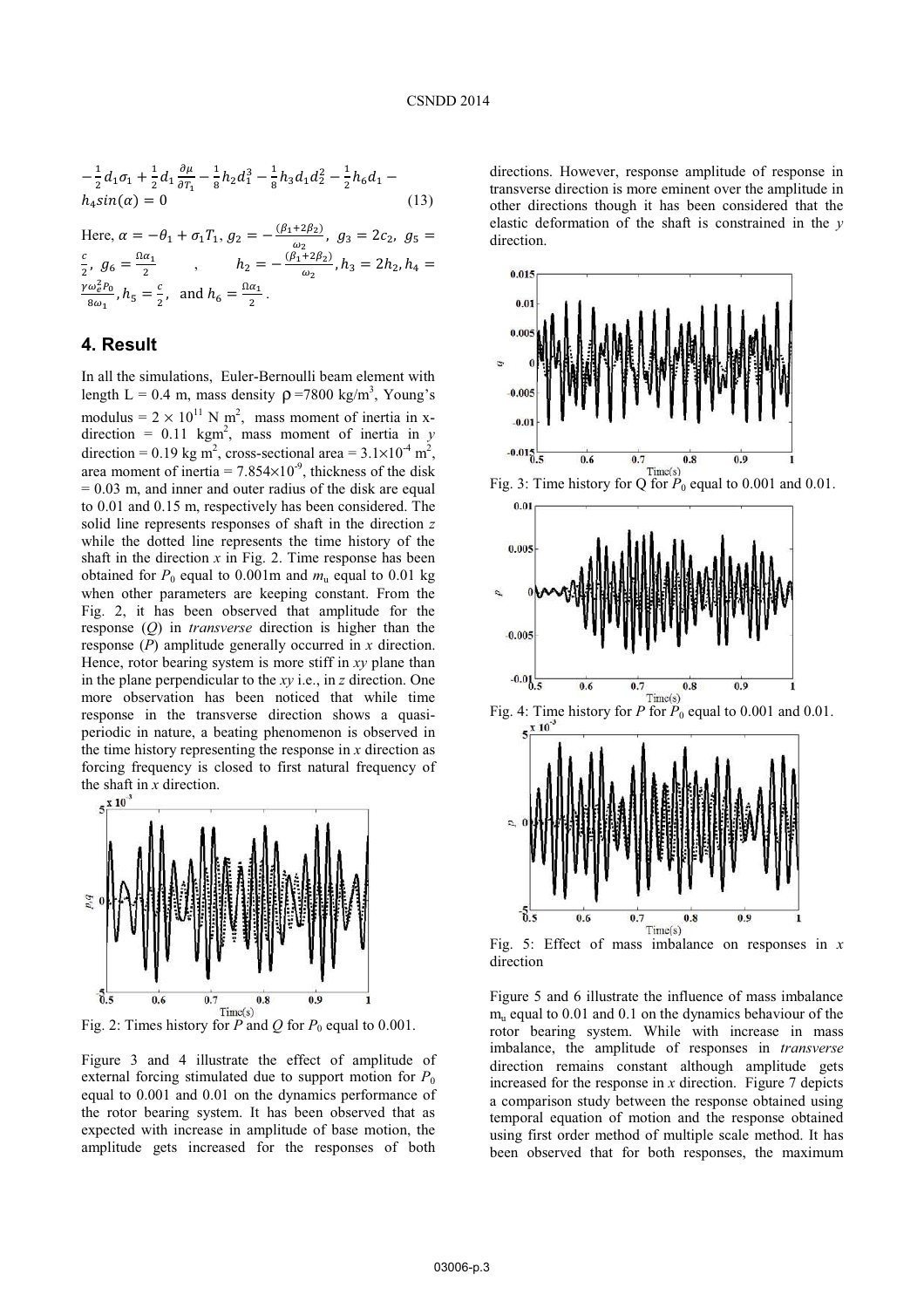$$-\frac{1}{2}d_1\sigma_1 + \frac{1}{2}d_1\frac{\partial\mu}{\partial T_1} - \frac{1}{8}h_2 d_1^3 - \frac{1}{8}h_3 d_1 d_2^2 - \frac{1}{2}h_6 d_1 - h_4 sin(\alpha) = 0 \tag{13}$$

Here, $\alpha = -\theta_1 + \sigma_1 T_1$, $g_2 = -\frac{(\beta_1+2\beta_2)}{\omega_2}$, $g_3 = 2c_2$, $g_5 = \frac{c}{2}$, $g_6 = \frac{\Omega\alpha_1}{2}$ , $h_2 = -\frac{(\beta_1+2\beta_2)}{\omega_2}$, $h_3 = 2h_2$, $h_4 = \frac{\gamma\omega_e^2 P_0}{8\omega_1}$, $h_5 = \frac{c}{2}$, and $h_6 = \frac{\Omega\alpha_1}{2}$.

## 4. Result

In all the simulations, Euler-Bernoulli beam element with length L = 0.4 m, mass density $\rho$ =7800 kg/m$^3$, Young's modulus = $2 \times 10^{11}$ N m$^2$, mass moment of inertia in x-direction = 0.11 kgm$^2$, mass moment of inertia in *y* direction = 0.19 kg m$^2$, cross-sectional area = $3.1\times10^{-4}$ m$^2$, area moment of inertia = $7.854\times10^{-9}$, thickness of the disk = 0.03 m, and inner and outer radius of the disk are equal to 0.01 and 0.15 m, respectively has been considered. The solid line represents responses of shaft in the direction *z* while the dotted line represents the time history of the shaft in the direction *x* in Fig. 2. Time response has been obtained for $P_0$ equal to 0.001m and $m_u$ equal to 0.01 kg when other parameters are keeping constant. From the Fig. 2, it has been observed that amplitude for the response (*Q*) in *transverse* direction is higher than the response (*P*) amplitude generally occurred in *x* direction. Hence, rotor bearing system is more stiff in *xy* plane than in the plane perpendicular to the *xy* i.e., in *z* direction. One more observation has been noticed that while time response in the transverse direction shows a quasi-periodic in nature, a beating phenomenon is observed in the time history representing the response in *x* direction as forcing frequency is closed to first natural frequency of the shaft in *x* direction.

Fig. 2: Times history for *P* and *Q* for $P_0$ equal to 0.001.

Figure 3 and 4 illustrate the effect of amplitude of external forcing stimulated due to support motion for $P_0$ equal to 0.001 and 0.01 on the dynamics performance of the rotor bearing system. It has been observed that as expected with increase in amplitude of base motion, the amplitude gets increased for the responses of both directions. However, response amplitude of response in transverse direction is more eminent over the amplitude in other directions though it has been considered that the elastic deformation of the shaft is constrained in the *y* direction.

Fig. 3: Time history for Q for $P_0$ equal to 0.001 and 0.01.

Fig. 4: Time history for *P* for $P_0$ equal to 0.001 and 0.01.

Fig. 5: Effect of mass imbalance on responses in *x* direction

Figure 5 and 6 illustrate the influence of mass imbalance $m_u$ equal to 0.01 and 0.1 on the dynamics behaviour of the rotor bearing system. While with increase in mass imbalance, the amplitude of responses in *transverse* direction remains constant although amplitude gets increased for the response in *x* direction. Figure 7 depicts a comparison study between the response obtained using temporal equation of motion and the response obtained using first order method of multiple scale method. It has been observed that for both responses, the maximum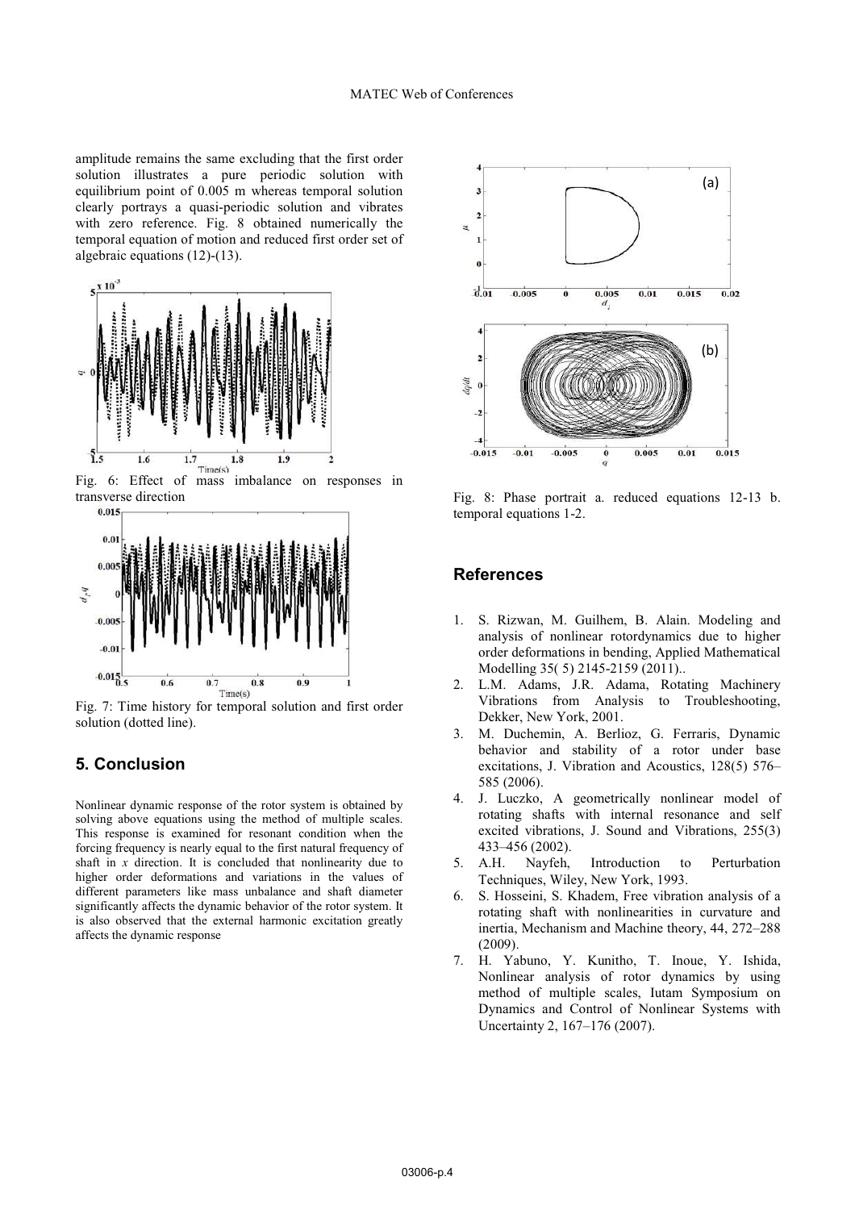amplitude remains the same excluding that the first order solution illustrates a pure periodic solution with equilibrium point of 0.005 m whereas temporal solution clearly portrays a quasi-periodic solution and vibrates with zero reference. Fig. 8 obtained numerically the temporal equation of motion and reduced first order set of algebraic equations (12)-(13).

Fig. 6: Effect of mass imbalance on responses in transverse direction

Fig. 7: Time history for temporal solution and first order solution (dotted line).

## 5. Conclusion

Nonlinear dynamic response of the rotor system is obtained by solving above equations using the method of multiple scales. This response is examined for resonant condition when the forcing frequency is nearly equal to the first natural frequency of shaft in *x* direction. It is concluded that nonlinearity due to higher order deformations and variations in the values of different parameters like mass unbalance and shaft diameter significantly affects the dynamic behavior of the rotor system. It is also observed that the external harmonic excitation greatly affects the dynamic response

Fig. 8: Phase portrait a. reduced equations 12-13 b. temporal equations 1-2.

## References

1. S. Rizwan, M. Guilhem, B. Alain. Modeling and analysis of nonlinear rotordynamics due to higher order deformations in bending, Applied Mathematical Modelling 35( 5) 2145-2159 (2011)..
2. L.M. Adams, J.R. Adama, Rotating Machinery Vibrations from Analysis to Troubleshooting, Dekker, New York, 2001.
3. M. Duchemin, A. Berlioz, G. Ferraris, Dynamic behavior and stability of a rotor under base excitations, J. Vibration and Acoustics, 128(5) 576–585 (2006).
4. J. Luczko, A geometrically nonlinear model of rotating shafts with internal resonance and self excited vibrations, J. Sound and Vibrations, 255(3) 433–456 (2002).
5. A.H. Nayfeh, Introduction to Perturbation Techniques, Wiley, New York, 1993.
6. S. Hosseini, S. Khadem, Free vibration analysis of a rotating shaft with nonlinearities in curvature and inertia, Mechanism and Machine theory, 44, 272–288 (2009).
7. H. Yabuno, Y. Kunitho, T. Inoue, Y. Ishida, Nonlinear analysis of rotor dynamics by using method of multiple scales, Iutam Symposium on Dynamics and Control of Nonlinear Systems with Uncertainty 2, 167–176 (2007).